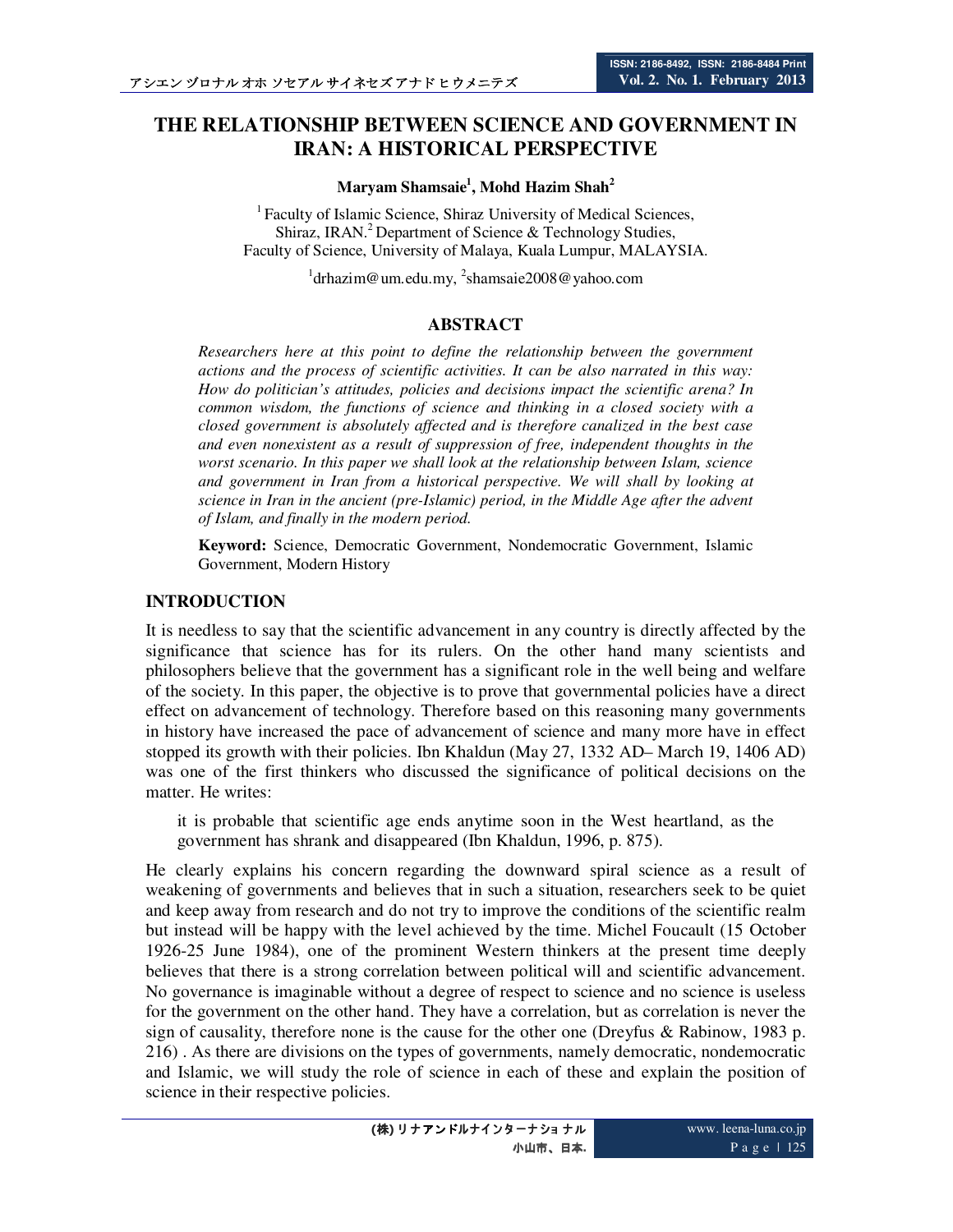# THE RELATIONSHIP BETWEEN SCIENCE AND GOVERNMENT IN IRAN: A HISTORICAL PERSPECTIVE

**Maryam Shamsaie[1], Mohd Hazim Shah[2]**

[1] Faculty of Islamic Science, Shiraz University of Medical Sciences, Shiraz, IRAN.[2] Department of Science & Technology Studies, Faculty of Science, University of Malaya, Kuala Lumpur, MALAYSIA.

[1]drhazim@um.edu.my, [2]shamsaie2008@yahoo.com

## ABSTRACT

*Researchers here at this point to define the relationship between the government actions and the process of scientific activities. It can be also narrated in this way: How do politician's attitudes, policies and decisions impact the scientific arena? In common wisdom, the functions of science and thinking in a closed society with a closed government is absolutely affected and is therefore canalized in the best case and even nonexistent as a result of suppression of free, independent thoughts in the worst scenario. In this paper we shall look at the relationship between Islam, science and government in Iran from a historical perspective. We will shall by looking at science in Iran in the ancient (pre-Islamic) period, in the Middle Age after the advent of Islam, and finally in the modern period.*

**Keyword:** Science, Democratic Government, Nondemocratic Government, Islamic Government, Modern History

## INTRODUCTION

It is needless to say that the scientific advancement in any country is directly affected by the significance that science has for its rulers. On the other hand many scientists and philosophers believe that the government has a significant role in the well being and welfare of the society. In this paper, the objective is to prove that governmental policies have a direct effect on advancement of technology. Therefore based on this reasoning many governments in history have increased the pace of advancement of science and many more have in effect stopped its growth with their policies. Ibn Khaldun (May 27, 1332 AD– March 19, 1406 AD) was one of the first thinkers who discussed the significance of political decisions on the matter. He writes:

> it is probable that scientific age ends anytime soon in the West heartland, as the government has shrank and disappeared (Ibn Khaldun, 1996, p. 875).

He clearly explains his concern regarding the downward spiral science as a result of weakening of governments and believes that in such a situation, researchers seek to be quiet and keep away from research and do not try to improve the conditions of the scientific realm but instead will be happy with the level achieved by the time. Michel Foucault (15 October 1926-25 June 1984), one of the prominent Western thinkers at the present time deeply believes that there is a strong correlation between political will and scientific advancement. No governance is imaginable without a degree of respect to science and no science is useless for the government on the other hand. They have a correlation, but as correlation is never the sign of causality, therefore none is the cause for the other one (Dreyfus & Rabinow, 1983 p. 216) . As there are divisions on the types of governments, namely democratic, nondemocratic and Islamic, we will study the role of science in each of these and explain the position of science in their respective policies.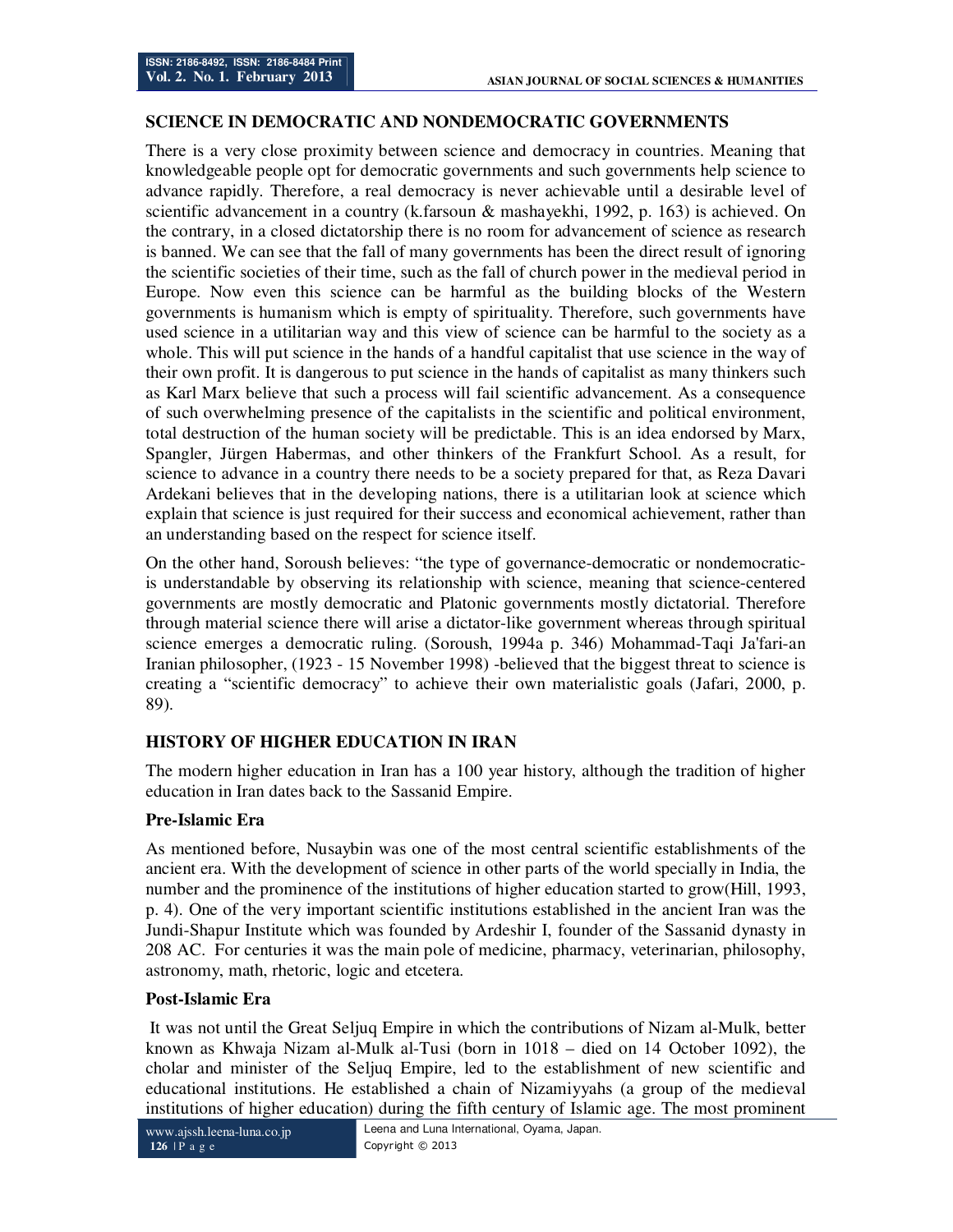## SCIENCE IN DEMOCRATIC AND NONDEMOCRATIC GOVERNMENTS

There is a very close proximity between science and democracy in countries. Meaning that knowledgeable people opt for democratic governments and such governments help science to advance rapidly. Therefore, a real democracy is never achievable until a desirable level of scientific advancement in a country (k.farsoun & mashayekhi, 1992, p. 163) is achieved. On the contrary, in a closed dictatorship there is no room for advancement of science as research is banned. We can see that the fall of many governments has been the direct result of ignoring the scientific societies of their time, such as the fall of church power in the medieval period in Europe. Now even this science can be harmful as the building blocks of the Western governments is humanism which is empty of spirituality. Therefore, such governments have used science in a utilitarian way and this view of science can be harmful to the society as a whole. This will put science in the hands of a handful capitalist that use science in the way of their own profit. It is dangerous to put science in the hands of capitalist as many thinkers such as Karl Marx believe that such a process will fail scientific advancement. As a consequence of such overwhelming presence of the capitalists in the scientific and political environment, total destruction of the human society will be predictable. This is an idea endorsed by Marx, Spangler, Jürgen Habermas, and other thinkers of the Frankfurt School. As a result, for science to advance in a country there needs to be a society prepared for that, as Reza Davari Ardekani believes that in the developing nations, there is a utilitarian look at science which explain that science is just required for their success and economical achievement, rather than an understanding based on the respect for science itself.

On the other hand, Soroush believes: "the type of governance-democratic or nondemocratic- is understandable by observing its relationship with science, meaning that science-centered governments are mostly democratic and Platonic governments mostly dictatorial. Therefore through material science there will arise a dictator-like government whereas through spiritual science emerges a democratic ruling. (Soroush, 1994a p. 346) Mohammad-Taqi Ja'fari-an Iranian philosopher, (1923 - 15 November 1998) -believed that the biggest threat to science is creating a "scientific democracy" to achieve their own materialistic goals (Jafari, 2000, p. 89).

## HISTORY OF HIGHER EDUCATION IN IRAN

The modern higher education in Iran has a 100 year history, although the tradition of higher education in Iran dates back to the Sassanid Empire.

### Pre-Islamic Era

As mentioned before, Nusaybin was one of the most central scientific establishments of the ancient era. With the development of science in other parts of the world specially in India, the number and the prominence of the institutions of higher education started to grow(Hill, 1993, p. 4). One of the very important scientific institutions established in the ancient Iran was the Jundi-Shapur Institute which was founded by Ardeshir I, founder of the Sassanid dynasty in 208 AC. For centuries it was the main pole of medicine, pharmacy, veterinarian, philosophy, astronomy, math, rhetoric, logic and etcetera.

### Post-Islamic Era

It was not until the Great Seljuq Empire in which the contributions of Nizam al-Mulk, better known as Khwaja Nizam al-Mulk al-Tusi (born in 1018 – died on 14 October 1092), the cholar and minister of the Seljuq Empire, led to the establishment of new scientific and educational institutions. He established a chain of Nizamiyyahs (a group of the medieval institutions of higher education) during the fifth century of Islamic age. The most prominent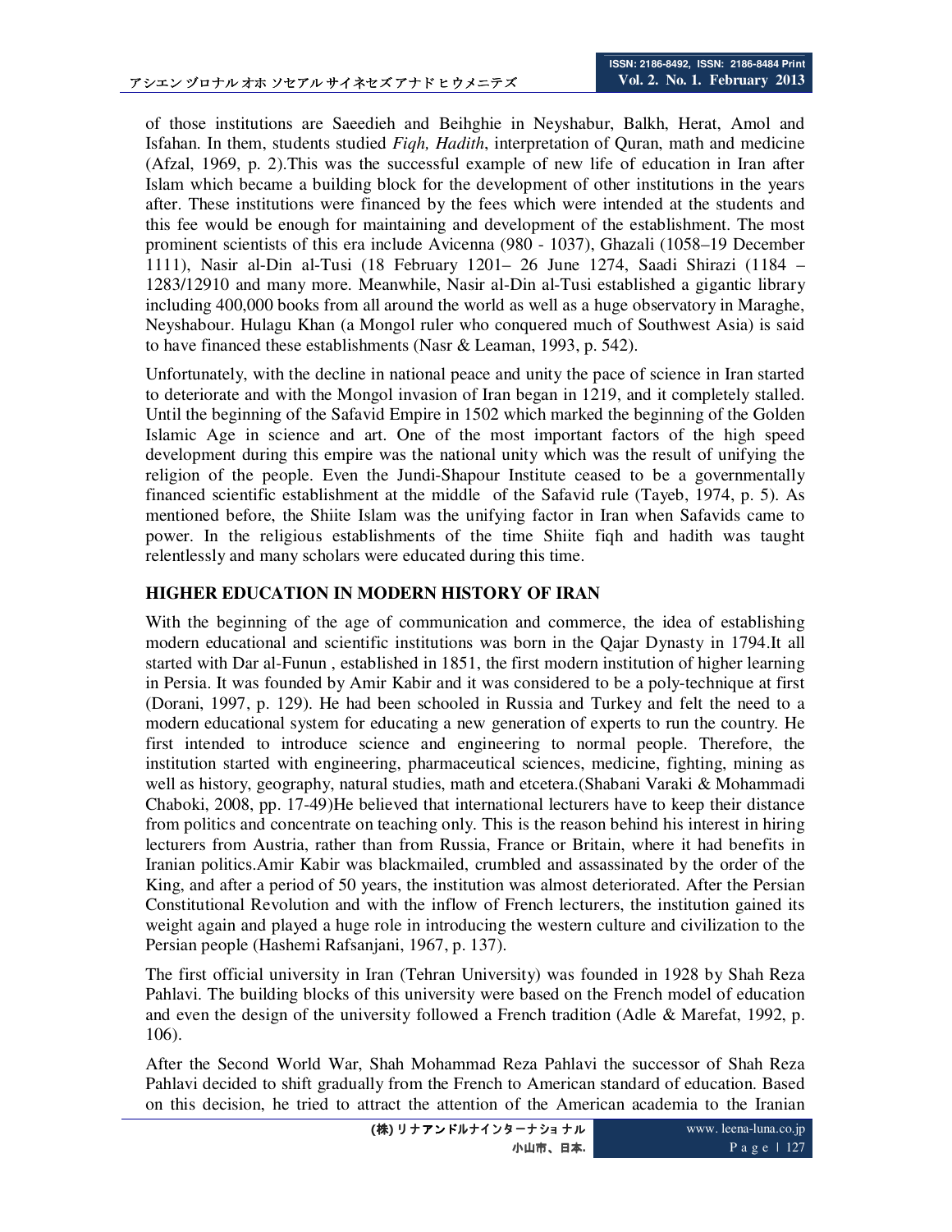of those institutions are Saeedieh and Beihghie in Neyshabur, Balkh, Herat, Amol and Isfahan. In them, students studied *Fiqh, Hadith*, interpretation of Quran, math and medicine (Afzal, 1969, p. 2).This was the successful example of new life of education in Iran after Islam which became a building block for the development of other institutions in the years after. These institutions were financed by the fees which were intended at the students and this fee would be enough for maintaining and development of the establishment. The most prominent scientists of this era include Avicenna (980 - 1037), Ghazali (1058–19 December 1111), Nasir al-Din al-Tusi (18 February 1201– 26 June 1274, Saadi Shirazi (1184 – 1283/12910 and many more. Meanwhile, Nasir al-Din al-Tusi established a gigantic library including 400,000 books from all around the world as well as a huge observatory in Maraghe, Neyshabour. Hulagu Khan (a Mongol ruler who conquered much of Southwest Asia) is said to have financed these establishments (Nasr & Leaman, 1993, p. 542).

Unfortunately, with the decline in national peace and unity the pace of science in Iran started to deteriorate and with the Mongol invasion of Iran began in 1219, and it completely stalled. Until the beginning of the Safavid Empire in 1502 which marked the beginning of the Golden Islamic Age in science and art. One of the most important factors of the high speed development during this empire was the national unity which was the result of unifying the religion of the people. Even the Jundi-Shapour Institute ceased to be a governmentally financed scientific establishment at the middle of the Safavid rule (Tayeb, 1974, p. 5). As mentioned before, the Shiite Islam was the unifying factor in Iran when Safavids came to power. In the religious establishments of the time Shiite fiqh and hadith was taught relentlessly and many scholars were educated during this time.

## HIGHER EDUCATION IN MODERN HISTORY OF IRAN

With the beginning of the age of communication and commerce, the idea of establishing modern educational and scientific institutions was born in the Qajar Dynasty in 1794.It all started with Dar al-Funun , established in 1851, the first modern institution of higher learning in Persia. It was founded by Amir Kabir and it was considered to be a poly-technique at first (Dorani, 1997, p. 129). He had been schooled in Russia and Turkey and felt the need to a modern educational system for educating a new generation of experts to run the country. He first intended to introduce science and engineering to normal people. Therefore, the institution started with engineering, pharmaceutical sciences, medicine, fighting, mining as well as history, geography, natural studies, math and etcetera.(Shabani Varaki & Mohammadi Chaboki, 2008, pp. 17-49)He believed that international lecturers have to keep their distance from politics and concentrate on teaching only. This is the reason behind his interest in hiring lecturers from Austria, rather than from Russia, France or Britain, where it had benefits in Iranian politics.Amir Kabir was blackmailed, crumbled and assassinated by the order of the King, and after a period of 50 years, the institution was almost deteriorated. After the Persian Constitutional Revolution and with the inflow of French lecturers, the institution gained its weight again and played a huge role in introducing the western culture and civilization to the Persian people (Hashemi Rafsanjani, 1967, p. 137).

The first official university in Iran (Tehran University) was founded in 1928 by Shah Reza Pahlavi. The building blocks of this university were based on the French model of education and even the design of the university followed a French tradition (Adle & Marefat, 1992, p. 106).

After the Second World War, Shah Mohammad Reza Pahlavi the successor of Shah Reza Pahlavi decided to shift gradually from the French to American standard of education. Based on this decision, he tried to attract the attention of the American academia to the Iranian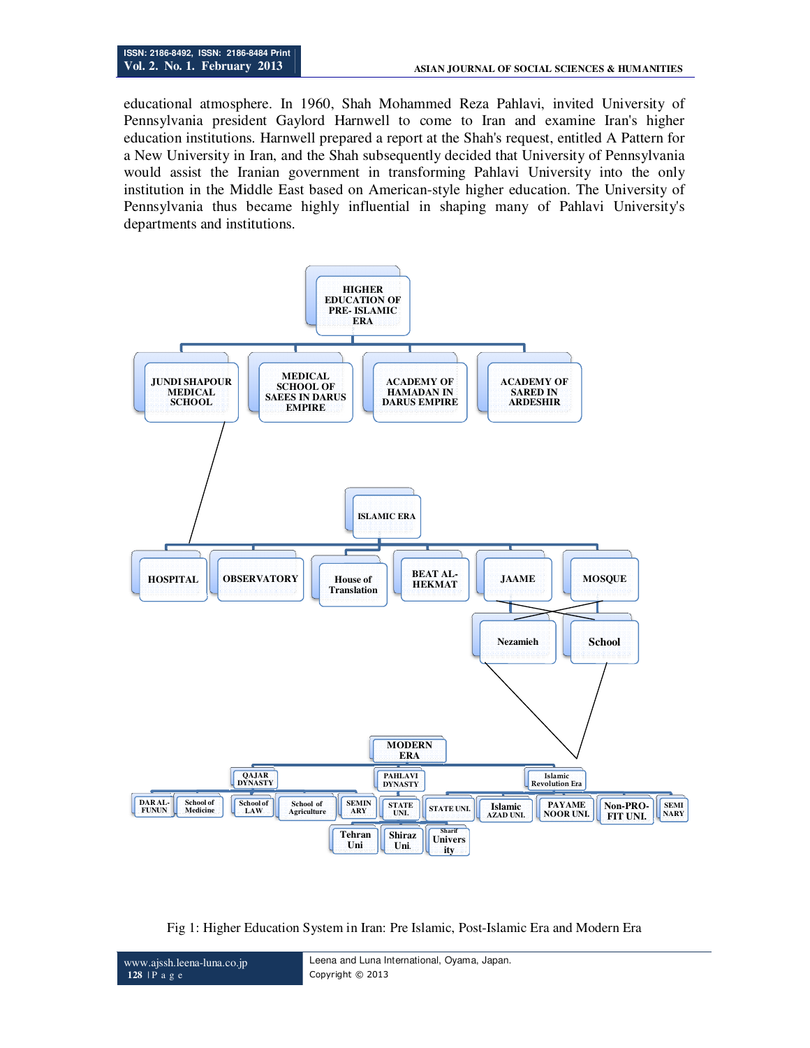educational atmosphere. In 1960, Shah Mohammed Reza Pahlavi, invited University of Pennsylvania president Gaylord Harnwell to come to Iran and examine Iran's higher education institutions. Harnwell prepared a report at the Shah's request, entitled A Pattern for a New University in Iran, and the Shah subsequently decided that University of Pennsylvania would assist the Iranian government in transforming Pahlavi University into the only institution in the Middle East based on American-style higher education. The University of Pennsylvania thus became highly influential in shaping many of Pahlavi University's departments and institutions.

- HIGHER EDUCATION OF PRE- ISLAMIC ERA
  - JUNDI SHAPOUR MEDICAL SCHOOL
  - MEDICAL SCHOOL OF SAEES IN DARUS EMPIRE
  - ACADEMY OF HAMADAN IN DARUS EMPIRE
  - ACADEMY OF SARED IN ARDESHIR
- ISLAMIC ERA
  - HOSPITAL
  - OBSERVATORY
  - House of Translation
  - BEAT AL-HEKMAT
  - JAAME
  - MOSQUE
    - Nezamieh
    - School
- MODERN ERA
  - QAJAR DYNASTY
    - DAR AL-FUNUN
    - School of Medicine
    - School of LAW
    - School of Agriculture
    - SEMINARY
  - PAHLAVI DYNASTY
    - STATE UNI.
      - Tehran Uni
      - Shiraz Uni.
      - Sharif University
  - Islamic Revolution Era
    - STATE UNI.
    - Islamic AZAD UNI.
    - PAYAME NOOR UNI.
    - Non-PRO-FIT UNI.
    - SEMINARY

Fig 1: Higher Education System in Iran: Pre Islamic, Post-Islamic Era and Modern Era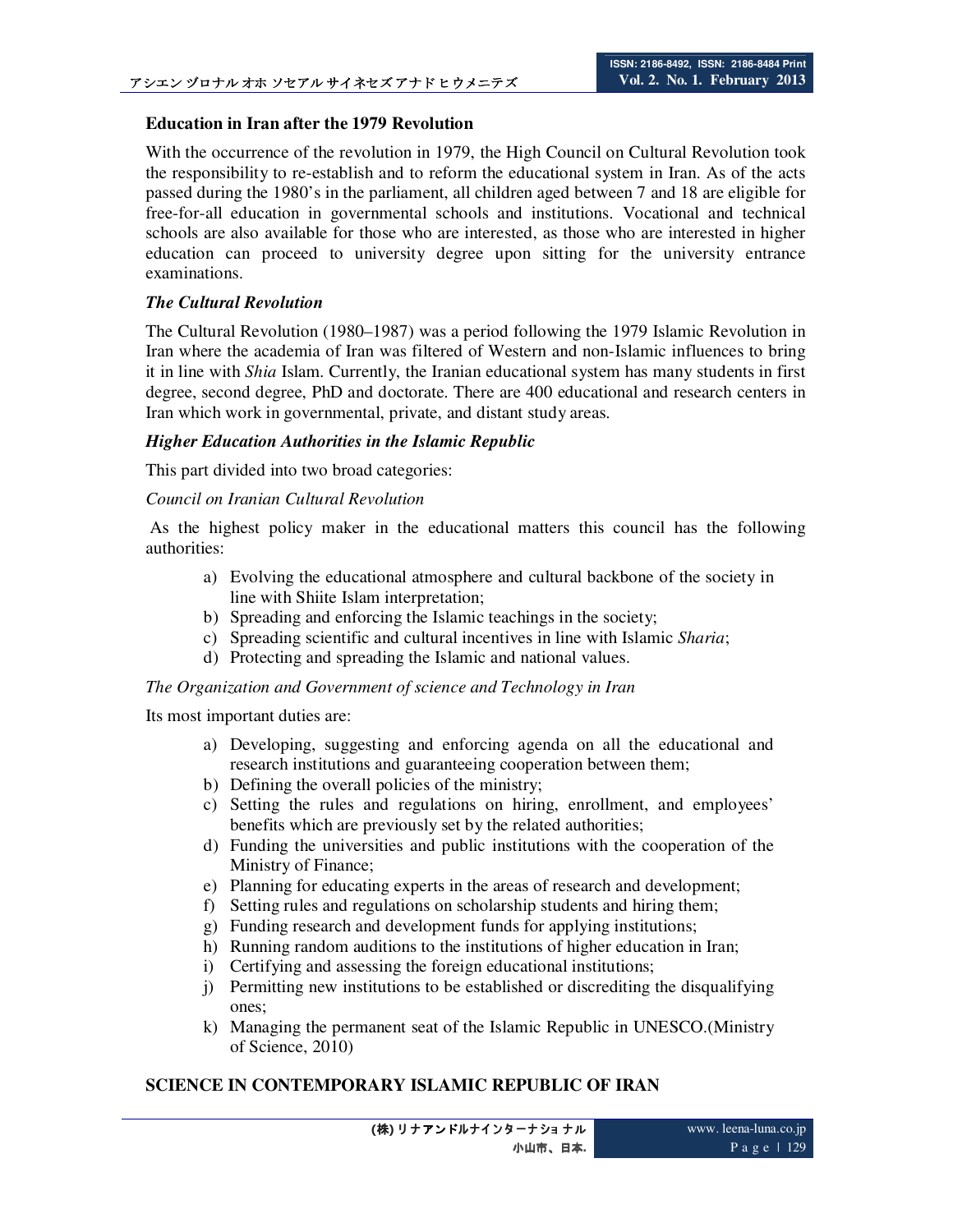## Education in Iran after the 1979 Revolution

With the occurrence of the revolution in 1979, the High Council on Cultural Revolution took the responsibility to re-establish and to reform the educational system in Iran. As of the acts passed during the 1980's in the parliament, all children aged between 7 and 18 are eligible for free-for-all education in governmental schools and institutions. Vocational and technical schools are also available for those who are interested, as those who are interested in higher education can proceed to university degree upon sitting for the university entrance examinations.

### *The Cultural Revolution*

The Cultural Revolution (1980–1987) was a period following the 1979 Islamic Revolution in Iran where the academia of Iran was filtered of Western and non-Islamic influences to bring it in line with *Shia* Islam. Currently, the Iranian educational system has many students in first degree, second degree, PhD and doctorate. There are 400 educational and research centers in Iran which work in governmental, private, and distant study areas.

### *Higher Education Authorities in the Islamic Republic*

This part divided into two broad categories:

*Council on Iranian Cultural Revolution*

As the highest policy maker in the educational matters this council has the following authorities:

a) Evolving the educational atmosphere and cultural backbone of the society in line with Shiite Islam interpretation;
b) Spreading and enforcing the Islamic teachings in the society;
c) Spreading scientific and cultural incentives in line with Islamic *Sharia*;
d) Protecting and spreading the Islamic and national values.

*The Organization and Government of science and Technology in Iran*

Its most important duties are:

a) Developing, suggesting and enforcing agenda on all the educational and research institutions and guaranteeing cooperation between them;
b) Defining the overall policies of the ministry;
c) Setting the rules and regulations on hiring, enrollment, and employees' benefits which are previously set by the related authorities;
d) Funding the universities and public institutions with the cooperation of the Ministry of Finance;
e) Planning for educating experts in the areas of research and development;
f) Setting rules and regulations on scholarship students and hiring them;
g) Funding research and development funds for applying institutions;
h) Running random auditions to the institutions of higher education in Iran;
i) Certifying and assessing the foreign educational institutions;
j) Permitting new institutions to be established or discrediting the disqualifying ones;
k) Managing the permanent seat of the Islamic Republic in UNESCO.(Ministry of Science, 2010)

## SCIENCE IN CONTEMPORARY ISLAMIC REPUBLIC OF IRAN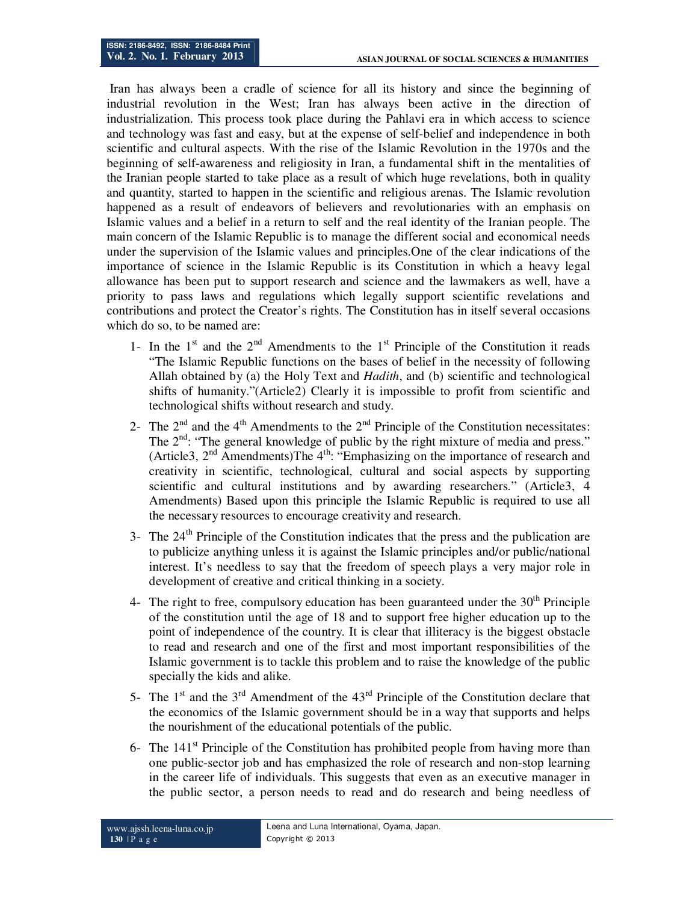Iran has always been a cradle of science for all its history and since the beginning of industrial revolution in the West; Iran has always been active in the direction of industrialization. This process took place during the Pahlavi era in which access to science and technology was fast and easy, but at the expense of self-belief and independence in both scientific and cultural aspects. With the rise of the Islamic Revolution in the 1970s and the beginning of self-awareness and religiosity in Iran, a fundamental shift in the mentalities of the Iranian people started to take place as a result of which huge revelations, both in quality and quantity, started to happen in the scientific and religious arenas. The Islamic revolution happened as a result of endeavors of believers and revolutionaries with an emphasis on Islamic values and a belief in a return to self and the real identity of the Iranian people. The main concern of the Islamic Republic is to manage the different social and economical needs under the supervision of the Islamic values and principles.One of the clear indications of the importance of science in the Islamic Republic is its Constitution in which a heavy legal allowance has been put to support research and science and the lawmakers as well, have a priority to pass laws and regulations which legally support scientific revelations and contributions and protect the Creator's rights. The Constitution has in itself several occasions which do so, to be named are:

1- In the 1st and the 2nd Amendments to the 1st Principle of the Constitution it reads "The Islamic Republic functions on the bases of belief in the necessity of following Allah obtained by (a) the Holy Text and *Hadith*, and (b) scientific and technological shifts of humanity."(Article2) Clearly it is impossible to profit from scientific and technological shifts without research and study.

2- The 2nd and the 4th Amendments to the 2nd Principle of the Constitution necessitates: The 2nd: "The general knowledge of public by the right mixture of media and press." (Article3, 2nd Amendments)The 4th: "Emphasizing on the importance of research and creativity in scientific, technological, cultural and social aspects by supporting scientific and cultural institutions and by awarding researchers." (Article3, 4 Amendments) Based upon this principle the Islamic Republic is required to use all the necessary resources to encourage creativity and research.

3- The 24th Principle of the Constitution indicates that the press and the publication are to publicize anything unless it is against the Islamic principles and/or public/national interest. It's needless to say that the freedom of speech plays a very major role in development of creative and critical thinking in a society.

4- The right to free, compulsory education has been guaranteed under the 30th Principle of the constitution until the age of 18 and to support free higher education up to the point of independence of the country. It is clear that illiteracy is the biggest obstacle to read and research and one of the first and most important responsibilities of the Islamic government is to tackle this problem and to raise the knowledge of the public specially the kids and alike.

5- The 1st and the 3rd Amendment of the 43rd Principle of the Constitution declare that the economics of the Islamic government should be in a way that supports and helps the nourishment of the educational potentials of the public.

6- The 141st Principle of the Constitution has prohibited people from having more than one public-sector job and has emphasized the role of research and non-stop learning in the career life of individuals. This suggests that even as an executive manager in the public sector, a person needs to read and do research and being needless of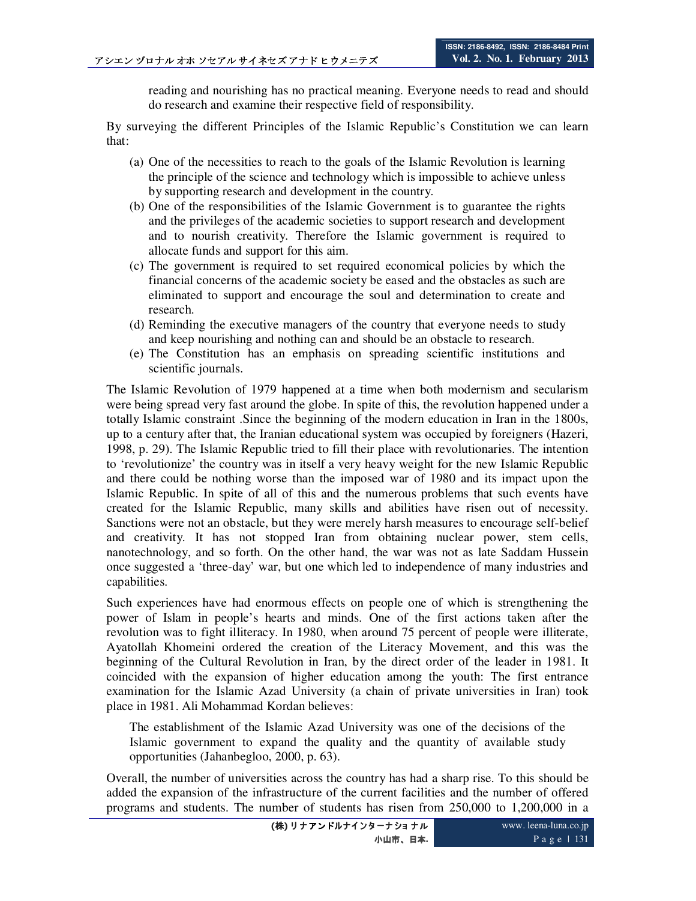reading and nourishing has no practical meaning. Everyone needs to read and should do research and examine their respective field of responsibility.

By surveying the different Principles of the Islamic Republic's Constitution we can learn that:

(a) One of the necessities to reach to the goals of the Islamic Revolution is learning the principle of the science and technology which is impossible to achieve unless by supporting research and development in the country.
(b) One of the responsibilities of the Islamic Government is to guarantee the rights and the privileges of the academic societies to support research and development and to nourish creativity. Therefore the Islamic government is required to allocate funds and support for this aim.
(c) The government is required to set required economical policies by which the financial concerns of the academic society be eased and the obstacles as such are eliminated to support and encourage the soul and determination to create and research.
(d) Reminding the executive managers of the country that everyone needs to study and keep nourishing and nothing can and should be an obstacle to research.
(e) The Constitution has an emphasis on spreading scientific institutions and scientific journals.

The Islamic Revolution of 1979 happened at a time when both modernism and secularism were being spread very fast around the globe. In spite of this, the revolution happened under a totally Islamic constraint .Since the beginning of the modern education in Iran in the 1800s, up to a century after that, the Iranian educational system was occupied by foreigners (Hazeri, 1998, p. 29). The Islamic Republic tried to fill their place with revolutionaries. The intention to 'revolutionize' the country was in itself a very heavy weight for the new Islamic Republic and there could be nothing worse than the imposed war of 1980 and its impact upon the Islamic Republic. In spite of all of this and the numerous problems that such events have created for the Islamic Republic, many skills and abilities have risen out of necessity. Sanctions were not an obstacle, but they were merely harsh measures to encourage self-belief and creativity. It has not stopped Iran from obtaining nuclear power, stem cells, nanotechnology, and so forth. On the other hand, the war was not as late Saddam Hussein once suggested a 'three-day' war, but one which led to independence of many industries and capabilities.

Such experiences have had enormous effects on people one of which is strengthening the power of Islam in people's hearts and minds. One of the first actions taken after the revolution was to fight illiteracy. In 1980, when around 75 percent of people were illiterate, Ayatollah Khomeini ordered the creation of the Literacy Movement, and this was the beginning of the Cultural Revolution in Iran, by the direct order of the leader in 1981. It coincided with the expansion of higher education among the youth: The first entrance examination for the Islamic Azad University (a chain of private universities in Iran) took place in 1981. Ali Mohammad Kordan believes:

> The establishment of the Islamic Azad University was one of the decisions of the Islamic government to expand the quality and the quantity of available study opportunities (Jahanbegloo, 2000, p. 63).

Overall, the number of universities across the country has had a sharp rise. To this should be added the expansion of the infrastructure of the current facilities and the number of offered programs and students. The number of students has risen from 250,000 to 1,200,000 in a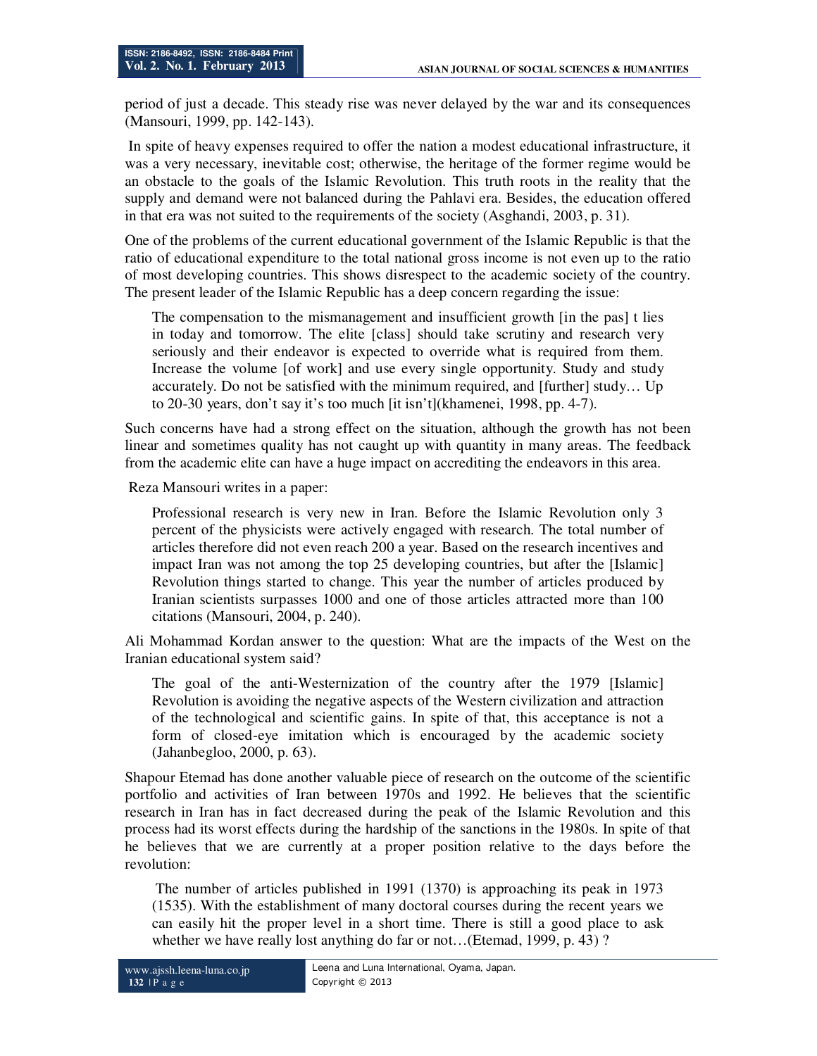period of just a decade. This steady rise was never delayed by the war and its consequences (Mansouri, 1999, pp. 142-143).

In spite of heavy expenses required to offer the nation a modest educational infrastructure, it was a very necessary, inevitable cost; otherwise, the heritage of the former regime would be an obstacle to the goals of the Islamic Revolution. This truth roots in the reality that the supply and demand were not balanced during the Pahlavi era. Besides, the education offered in that era was not suited to the requirements of the society (Asghandi, 2003, p. 31).

One of the problems of the current educational government of the Islamic Republic is that the ratio of educational expenditure to the total national gross income is not even up to the ratio of most developing countries. This shows disrespect to the academic society of the country. The present leader of the Islamic Republic has a deep concern regarding the issue:

> The compensation to the mismanagement and insufficient growth [in the pas] t lies in today and tomorrow. The elite [class] should take scrutiny and research very seriously and their endeavor is expected to override what is required from them. Increase the volume [of work] and use every single opportunity. Study and study accurately. Do not be satisfied with the minimum required, and [further] study… Up to 20-30 years, don't say it's too much [it isn't](khamenei, 1998, pp. 4-7).

Such concerns have had a strong effect on the situation, although the growth has not been linear and sometimes quality has not caught up with quantity in many areas. The feedback from the academic elite can have a huge impact on accrediting the endeavors in this area.

Reza Mansouri writes in a paper:

> Professional research is very new in Iran. Before the Islamic Revolution only 3 percent of the physicists were actively engaged with research. The total number of articles therefore did not even reach 200 a year. Based on the research incentives and impact Iran was not among the top 25 developing countries, but after the [Islamic] Revolution things started to change. This year the number of articles produced by Iranian scientists surpasses 1000 and one of those articles attracted more than 100 citations (Mansouri, 2004, p. 240).

Ali Mohammad Kordan answer to the question: What are the impacts of the West on the Iranian educational system said?

> The goal of the anti-Westernization of the country after the 1979 [Islamic] Revolution is avoiding the negative aspects of the Western civilization and attraction of the technological and scientific gains. In spite of that, this acceptance is not a form of closed-eye imitation which is encouraged by the academic society (Jahanbegloo, 2000, p. 63).

Shapour Etemad has done another valuable piece of research on the outcome of the scientific portfolio and activities of Iran between 1970s and 1992. He believes that the scientific research in Iran has in fact decreased during the peak of the Islamic Revolution and this process had its worst effects during the hardship of the sanctions in the 1980s. In spite of that he believes that we are currently at a proper position relative to the days before the revolution:

> The number of articles published in 1991 (1370) is approaching its peak in 1973 (1535). With the establishment of many doctoral courses during the recent years we can easily hit the proper level in a short time. There is still a good place to ask whether we have really lost anything do far or not…(Etemad, 1999, p. 43) ?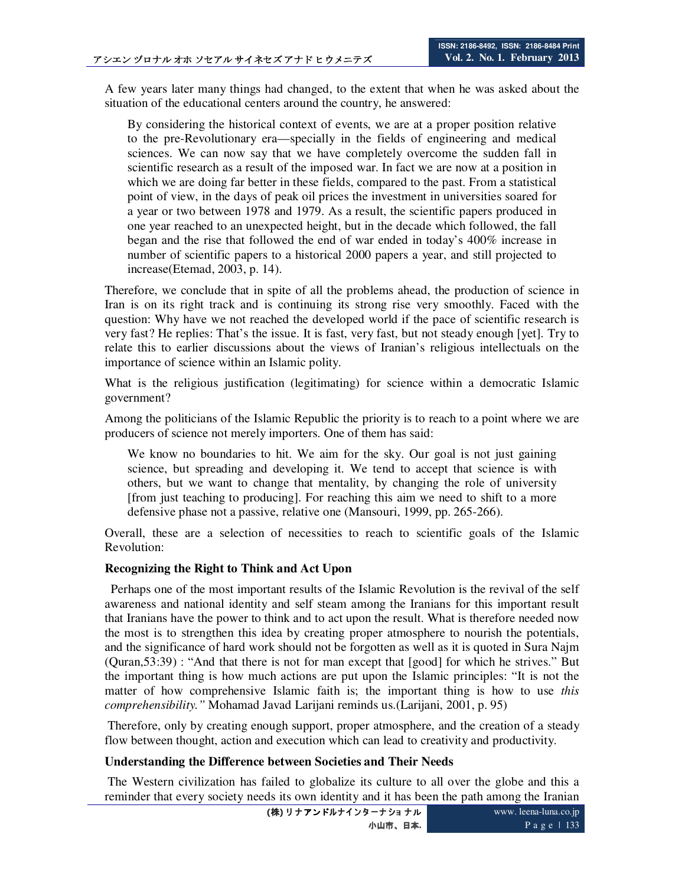A few years later many things had changed, to the extent that when he was asked about the situation of the educational centers around the country, he answered:

> By considering the historical context of events, we are at a proper position relative to the pre-Revolutionary era—specially in the fields of engineering and medical sciences. We can now say that we have completely overcome the sudden fall in scientific research as a result of the imposed war. In fact we are now at a position in which we are doing far better in these fields, compared to the past. From a statistical point of view, in the days of peak oil prices the investment in universities soared for a year or two between 1978 and 1979. As a result, the scientific papers produced in one year reached to an unexpected height, but in the decade which followed, the fall began and the rise that followed the end of war ended in today's 400% increase in number of scientific papers to a historical 2000 papers a year, and still projected to increase(Etemad, 2003, p. 14).

Therefore, we conclude that in spite of all the problems ahead, the production of science in Iran is on its right track and is continuing its strong rise very smoothly. Faced with the question: Why have we not reached the developed world if the pace of scientific research is very fast? He replies: That's the issue. It is fast, very fast, but not steady enough [yet]. Try to relate this to earlier discussions about the views of Iranian's religious intellectuals on the importance of science within an Islamic polity.

What is the religious justification (legitimating) for science within a democratic Islamic government?

Among the politicians of the Islamic Republic the priority is to reach to a point where we are producers of science not merely importers. One of them has said:

> We know no boundaries to hit. We aim for the sky. Our goal is not just gaining science, but spreading and developing it. We tend to accept that science is with others, but we want to change that mentality, by changing the role of university [from just teaching to producing]. For reaching this aim we need to shift to a more defensive phase not a passive, relative one (Mansouri, 1999, pp. 265-266).

Overall, these are a selection of necessities to reach to scientific goals of the Islamic Revolution:

### Recognizing the Right to Think and Act Upon

Perhaps one of the most important results of the Islamic Revolution is the revival of the self awareness and national identity and self steam among the Iranians for this important result that Iranians have the power to think and to act upon the result. What is therefore needed now the most is to strengthen this idea by creating proper atmosphere to nourish the potentials, and the significance of hard work should not be forgotten as well as it is quoted in Sura Najm (Quran,53:39) : "And that there is not for man except that [good] for which he strives." But the important thing is how much actions are put upon the Islamic principles: "It is not the matter of how comprehensive Islamic faith is; the important thing is how to use *this comprehensibility."* Mohamad Javad Larijani reminds us.(Larijani, 2001, p. 95)

Therefore, only by creating enough support, proper atmosphere, and the creation of a steady flow between thought, action and execution which can lead to creativity and productivity.

### Understanding the Difference between Societies and Their Needs

The Western civilization has failed to globalize its culture to all over the globe and this a reminder that every society needs its own identity and it has been the path among the Iranian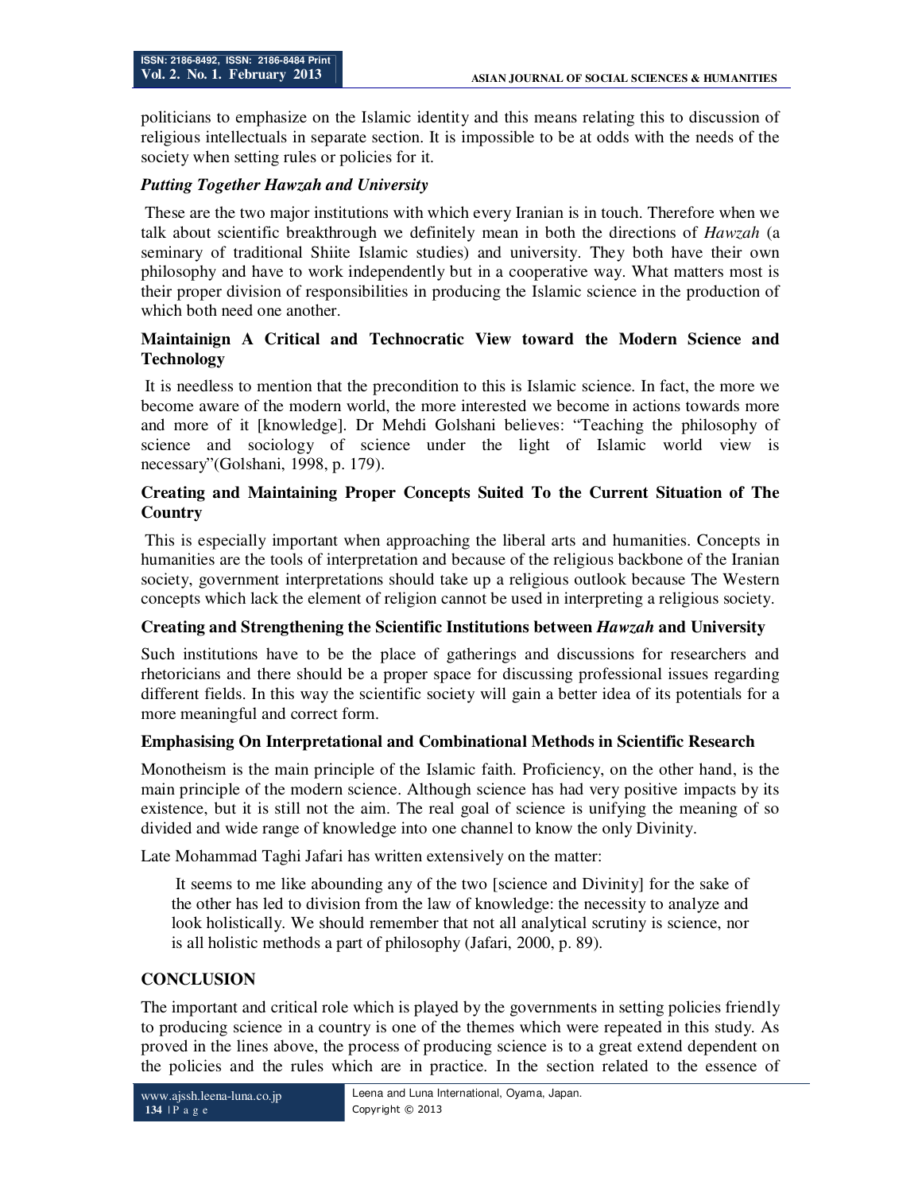politicians to emphasize on the Islamic identity and this means relating this to discussion of religious intellectuals in separate section. It is impossible to be at odds with the needs of the society when setting rules or policies for it.

***Putting Together Hawzah and University***

These are the two major institutions with which every Iranian is in touch. Therefore when we talk about scientific breakthrough we definitely mean in both the directions of *Hawzah* (a seminary of traditional Shiite Islamic studies) and university. They both have their own philosophy and have to work independently but in a cooperative way. What matters most is their proper division of responsibilities in producing the Islamic science in the production of which both need one another.

**Maintainign A Critical and Technocratic View toward the Modern Science and Technology**

It is needless to mention that the precondition to this is Islamic science. In fact, the more we become aware of the modern world, the more interested we become in actions towards more and more of it [knowledge]. Dr Mehdi Golshani believes: "Teaching the philosophy of science and sociology of science under the light of Islamic world view is necessary"(Golshani, 1998, p. 179).

**Creating and Maintaining Proper Concepts Suited To the Current Situation of The Country**

This is especially important when approaching the liberal arts and humanities. Concepts in humanities are the tools of interpretation and because of the religious backbone of the Iranian society, government interpretations should take up a religious outlook because The Western concepts which lack the element of religion cannot be used in interpreting a religious society.

**Creating and Strengthening the Scientific Institutions between *Hawzah* and University**

Such institutions have to be the place of gatherings and discussions for researchers and rhetoricians and there should be a proper space for discussing professional issues regarding different fields. In this way the scientific society will gain a better idea of its potentials for a more meaningful and correct form.

**Emphasising On Interpretational and Combinational Methods in Scientific Research**

Monotheism is the main principle of the Islamic faith. Proficiency, on the other hand, is the main principle of the modern science. Although science has had very positive impacts by its existence, but it is still not the aim. The real goal of science is unifying the meaning of so divided and wide range of knowledge into one channel to know the only Divinity.

Late Mohammad Taghi Jafari has written extensively on the matter:

> It seems to me like abounding any of the two [science and Divinity] for the sake of the other has led to division from the law of knowledge: the necessity to analyze and look holistically. We should remember that not all analytical scrutiny is science, nor is all holistic methods a part of philosophy (Jafari, 2000, p. 89).

## CONCLUSION

The important and critical role which is played by the governments in setting policies friendly to producing science in a country is one of the themes which were repeated in this study. As proved in the lines above, the process of producing science is to a great extend dependent on the policies and the rules which are in practice. In the section related to the essence of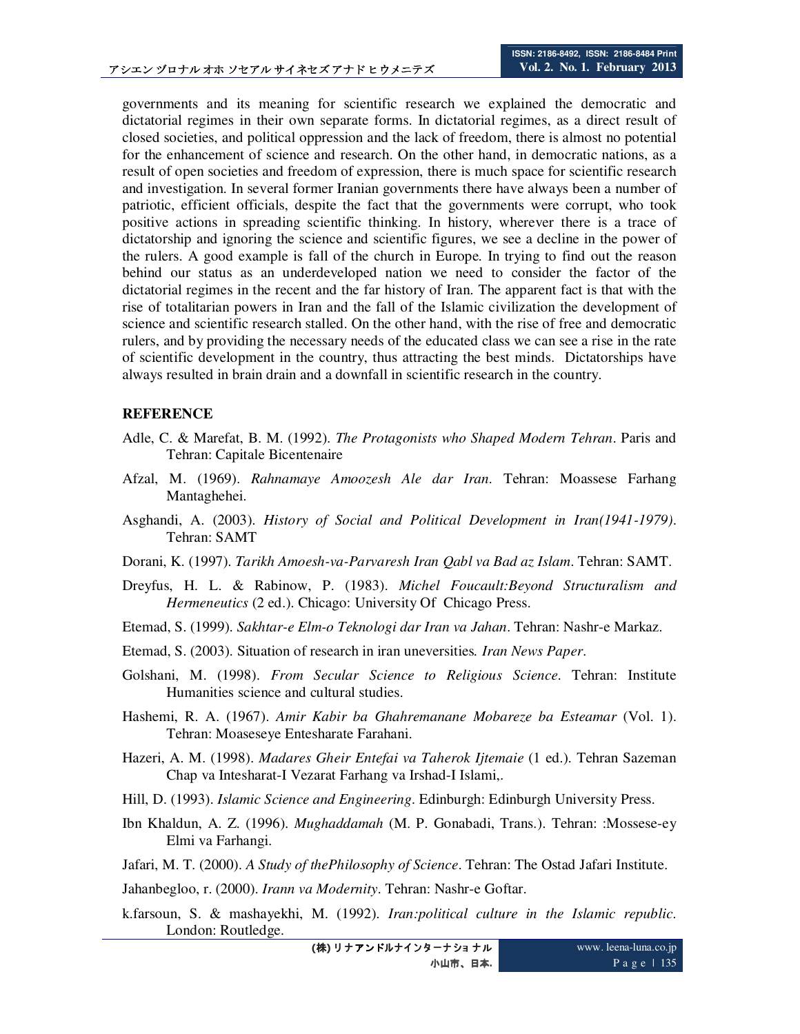governments and its meaning for scientific research we explained the democratic and dictatorial regimes in their own separate forms. In dictatorial regimes, as a direct result of closed societies, and political oppression and the lack of freedom, there is almost no potential for the enhancement of science and research. On the other hand, in democratic nations, as a result of open societies and freedom of expression, there is much space for scientific research and investigation. In several former Iranian governments there have always been a number of patriotic, efficient officials, despite the fact that the governments were corrupt, who took positive actions in spreading scientific thinking. In history, wherever there is a trace of dictatorship and ignoring the science and scientific figures, we see a decline in the power of the rulers. A good example is fall of the church in Europe. In trying to find out the reason behind our status as an underdeveloped nation we need to consider the factor of the dictatorial regimes in the recent and the far history of Iran. The apparent fact is that with the rise of totalitarian powers in Iran and the fall of the Islamic civilization the development of science and scientific research stalled. On the other hand, with the rise of free and democratic rulers, and by providing the necessary needs of the educated class we can see a rise in the rate of scientific development in the country, thus attracting the best minds. Dictatorships have always resulted in brain drain and a downfall in scientific research in the country.

## REFERENCE

Adle, C. & Marefat, B. M. (1992). *The Protagonists who Shaped Modern Tehran*. Paris and Tehran: Capitale Bicentenaire

Afzal, M. (1969). *Rahnamaye Amoozesh Ale dar Iran*. Tehran: Moassese Farhang Mantaghehei.

Asghandi, A. (2003). *History of Social and Political Development in Iran(1941-1979)*. Tehran: SAMT

Dorani, K. (1997). *Tarikh Amoesh-va-Parvaresh Iran Qabl va Bad az Islam*. Tehran: SAMT.

Dreyfus, H. L. & Rabinow, P. (1983). *Michel Foucault:Beyond Structuralism and Hermeneutics* (2 ed.). Chicago: University Of Chicago Press.

Etemad, S. (1999). *Sakhtar-e Elm-o Teknologi dar Iran va Jahan*. Tehran: Nashr-e Markaz.

Etemad, S. (2003). Situation of research in iran uneversities. *Iran News Paper*.

Golshani, M. (1998). *From Secular Science to Religious Science*. Tehran: Institute Humanities science and cultural studies.

Hashemi, R. A. (1967). *Amir Kabir ba Ghahremanane Mobareze ba Esteamar* (Vol. 1). Tehran: Moaseseye Entesharate Farahani.

Hazeri, A. M. (1998). *Madares Gheir Entefai va Taherok Ijtemaie* (1 ed.). Tehran Sazeman Chap va Intesharat-I Vezarat Farhang va Irshad-I Islami,.

Hill, D. (1993). *Islamic Science and Engineering*. Edinburgh: Edinburgh University Press.

Ibn Khaldun, A. Z. (1996). *Mughaddamah* (M. P. Gonabadi, Trans.). Tehran: :Mossese-ey Elmi va Farhangi.

Jafari, M. T. (2000). *A Study of thePhilosophy of Science*. Tehran: The Ostad Jafari Institute.

Jahanbegloo, r. (2000). *Irann va Modernity*. Tehran: Nashr-e Goftar.

k.farsoun, S. & mashayekhi, M. (1992). *Iran:political culture in the Islamic republic*. London: Routledge.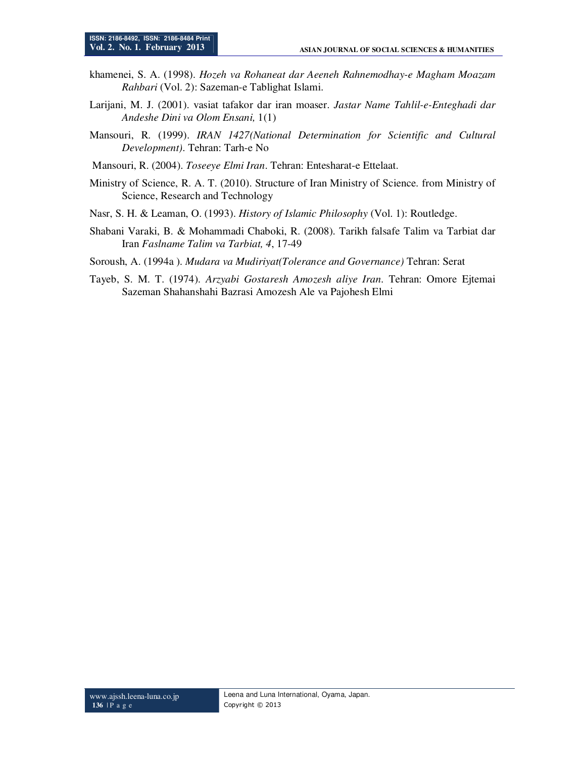khamenei, S. A. (1998). *Hozeh va Rohaneat dar Aeeneh Rahnemodhay-e Magham Moazam Rahbari* (Vol. 2): Sazeman-e Tablighat Islami.

Larijani, M. J. (2001). vasiat tafakor dar iran moaser. *Jastar Name Tahlil-e-Enteghadi dar Andeshe Dini va Olom Ensani,* 1(1)

Mansouri, R. (1999). *IRAN 1427(National Determination for Scientific and Cultural Development)*. Tehran: Tarh-e No

Mansouri, R. (2004). *Toseeye Elmi Iran*. Tehran: Entesharat-e Ettelaat.

Ministry of Science, R. A. T. (2010). Structure of Iran Ministry of Science. from Ministry of Science, Research and Technology

Nasr, S. H. & Leaman, O. (1993). *History of Islamic Philosophy* (Vol. 1): Routledge.

Shabani Varaki, B. & Mohammadi Chaboki, R. (2008). Tarikh falsafe Talim va Tarbiat dar Iran *Faslname Talim va Tarbiat, 4*, 17-49

Soroush, A. (1994a ). *Mudara va Mudiriyat(Tolerance and Governance)* Tehran: Serat

Tayeb, S. M. T. (1974). *Arzyabi Gostaresh Amozesh aliye Iran*. Tehran: Omore Ejtemai Sazeman Shahanshahi Bazrasi Amozesh Ale va Pajohesh Elmi